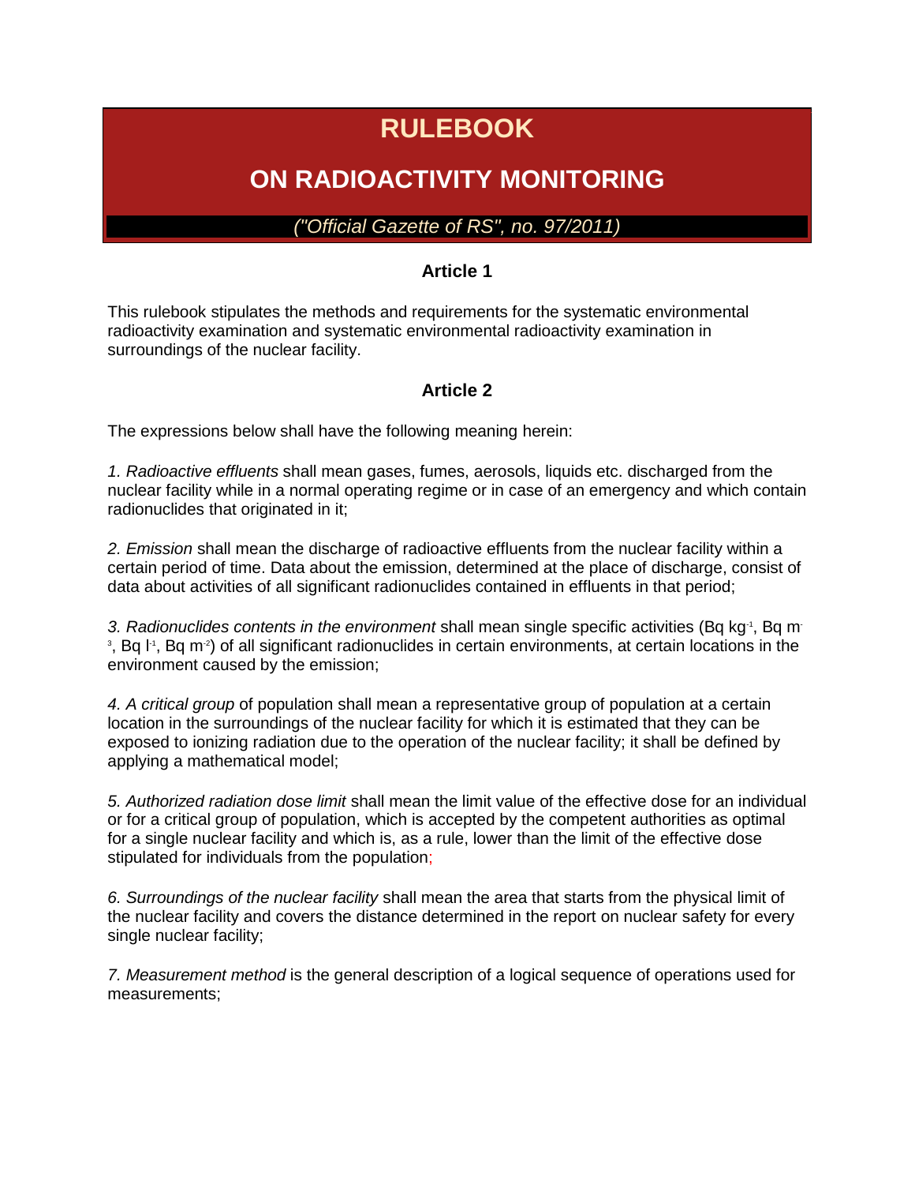# RULEBOOK

## ON RADIOACTIVITY MONITORING

*("Official Gazette of RS", no. 97/2011)*

### Article 1

This rulebook stipulates the methods and requirements for the systematic environmental radioactivity examination and systematic environmental radioactivity examination in surroundings of the nuclear facility.

### Article 2

The expressions below shall have the following meaning herein:

*1. Radioactive effluents* shall mean gases, fumes, aerosols, liquids etc. discharged from the nuclear facility while in a normal operating regime or in case of an emergency and which contain radionuclides that originated in it;

*2. Emission* shall mean the discharge of radioactive effluents from the nuclear facility within a certain period of time. Data about the emission, determined at the place of discharge, consist of data about activities of all significant radionuclides contained in effluents in that period;

*3. Radionuclides contents in the environment* shall mean single specific activities (Bq $kg^{-1}$, Bq $m^{-3}$, Bq $l^{-1}$, Bq $m^{-2}$) of all significant radionuclides in certain environments, at certain locations in the environment caused by the emission;

*4. A critical group* of population shall mean a representative group of population at a certain location in the surroundings of the nuclear facility for which it is estimated that they can be exposed to ionizing radiation due to the operation of the nuclear facility; it shall be defined by applying a mathematical model;

*5. Authorized radiation dose limit* shall mean the limit value of the effective dose for an individual or for a critical group of population, which is accepted by the competent authorities as optimal for a single nuclear facility and which is, as a rule, lower than the limit of the effective dose stipulated for individuals from the population;

*6. Surroundings of the nuclear facility* shall mean the area that starts from the physical limit of the nuclear facility and covers the distance determined in the report on nuclear safety for every single nuclear facility;

*7. Measurement method* is the general description of a logical sequence of operations used for measurements;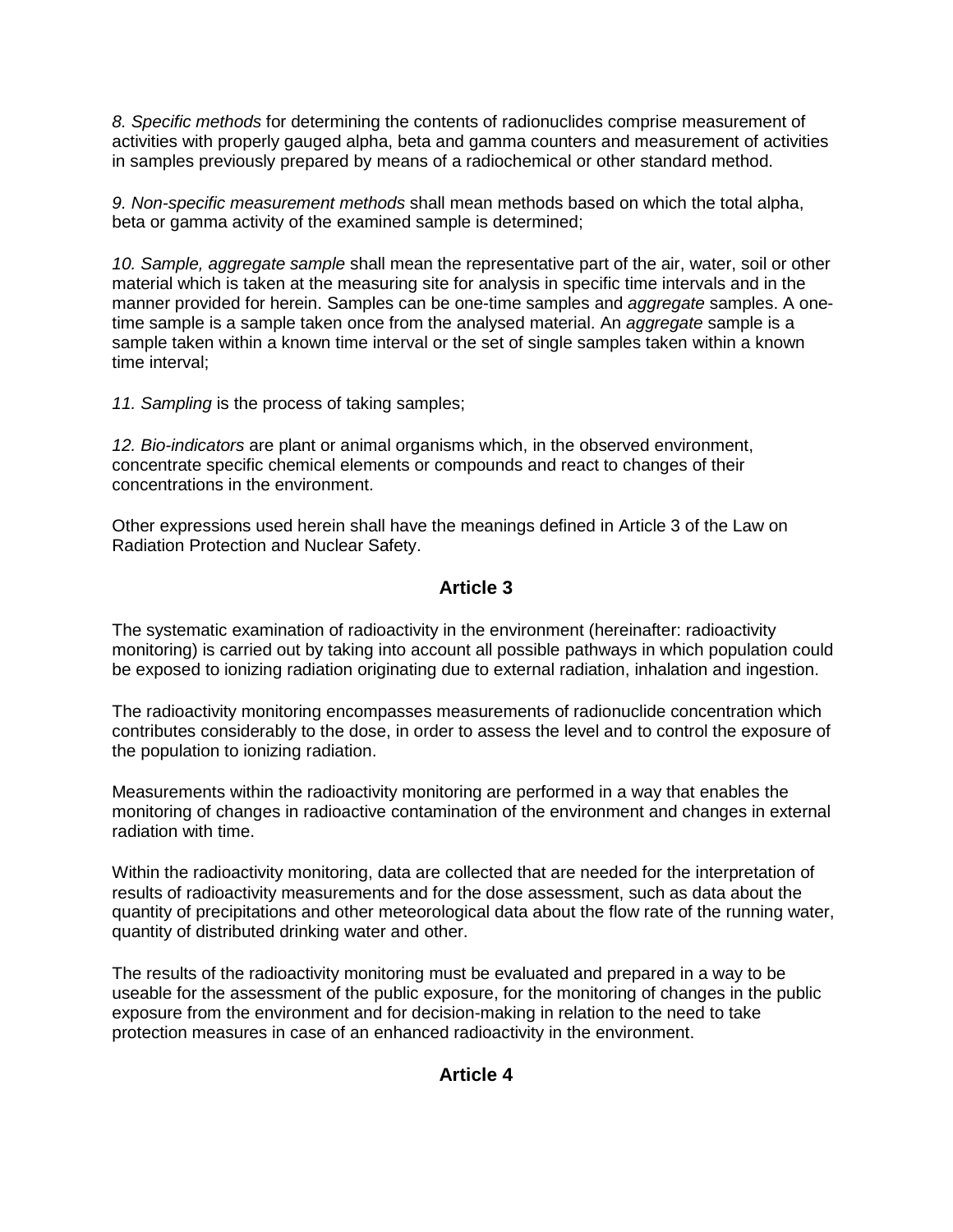*8. Specific methods* for determining the contents of radionuclides comprise measurement of activities with properly gauged alpha, beta and gamma counters and measurement of activities in samples previously prepared by means of a radiochemical or other standard method.

*9. Non-specific measurement methods* shall mean methods based on which the total alpha, beta or gamma activity of the examined sample is determined;

*10. Sample, aggregate sample* shall mean the representative part of the air, water, soil or other material which is taken at the measuring site for analysis in specific time intervals and in the manner provided for herein. Samples can be one-time samples and *aggregate* samples. A one-time sample is a sample taken once from the analysed material. An *aggregate* sample is a sample taken within a known time interval or the set of single samples taken within a known time interval;

*11. Sampling* is the process of taking samples;

*12. Bio-indicators* are plant or animal organisms which, in the observed environment, concentrate specific chemical elements or compounds and react to changes of their concentrations in the environment.

Other expressions used herein shall have the meanings defined in Article 3 of the Law on Radiation Protection and Nuclear Safety.

## Article 3

The systematic examination of radioactivity in the environment (hereinafter: radioactivity monitoring) is carried out by taking into account all possible pathways in which population could be exposed to ionizing radiation originating due to external radiation, inhalation and ingestion.

The radioactivity monitoring encompasses measurements of radionuclide concentration which contributes considerably to the dose, in order to assess the level and to control the exposure of the population to ionizing radiation.

Measurements within the radioactivity monitoring are performed in a way that enables the monitoring of changes in radioactive contamination of the environment and changes in external radiation with time.

Within the radioactivity monitoring, data are collected that are needed for the interpretation of results of radioactivity measurements and for the dose assessment, such as data about the quantity of precipitations and other meteorological data about the flow rate of the running water, quantity of distributed drinking water and other.

The results of the radioactivity monitoring must be evaluated and prepared in a way to be useable for the assessment of the public exposure, for the monitoring of changes in the public exposure from the environment and for decision-making in relation to the need to take protection measures in case of an enhanced radioactivity in the environment.

## Article 4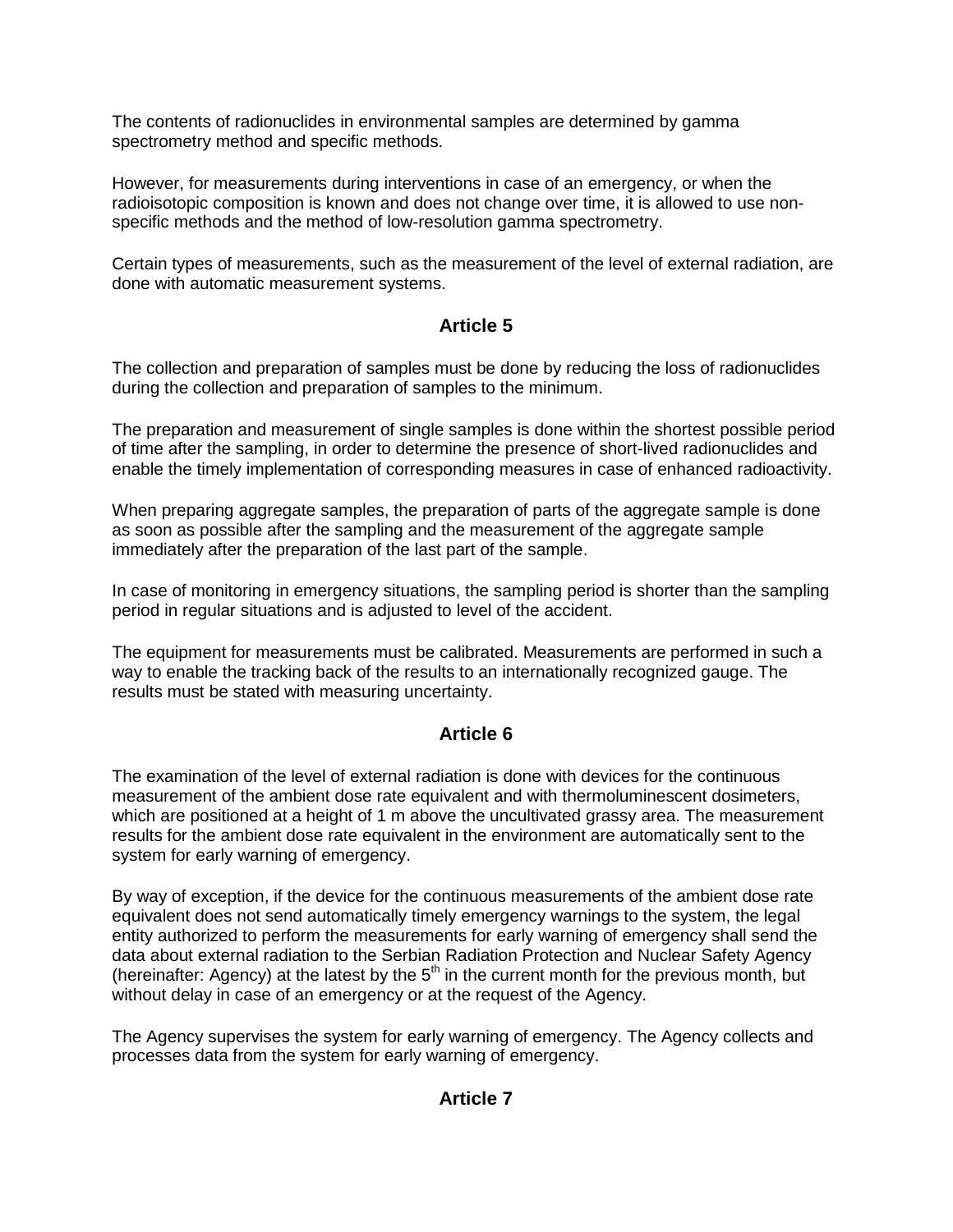The contents of radionuclides in environmental samples are determined by gamma spectrometry method and specific methods.

However, for measurements during interventions in case of an emergency, or when the radioisotopic composition is known and does not change over time, it is allowed to use non-specific methods and the method of low-resolution gamma spectrometry.

Certain types of measurements, such as the measurement of the level of external radiation, are done with automatic measurement systems.

## Article 5

The collection and preparation of samples must be done by reducing the loss of radionuclides during the collection and preparation of samples to the minimum.

The preparation and measurement of single samples is done within the shortest possible period of time after the sampling, in order to determine the presence of short-lived radionuclides and enable the timely implementation of corresponding measures in case of enhanced radioactivity.

When preparing aggregate samples, the preparation of parts of the aggregate sample is done as soon as possible after the sampling and the measurement of the aggregate sample immediately after the preparation of the last part of the sample.

In case of monitoring in emergency situations, the sampling period is shorter than the sampling period in regular situations and is adjusted to level of the accident.

The equipment for measurements must be calibrated. Measurements are performed in such a way to enable the tracking back of the results to an internationally recognized gauge. The results must be stated with measuring uncertainty.

## Article 6

The examination of the level of external radiation is done with devices for the continuous measurement of the ambient dose rate equivalent and with thermoluminescent dosimeters, which are positioned at a height of 1 m above the uncultivated grassy area. The measurement results for the ambient dose rate equivalent in the environment are automatically sent to the system for early warning of emergency.

By way of exception, if the device for the continuous measurements of the ambient dose rate equivalent does not send automatically timely emergency warnings to the system, the legal entity authorized to perform the measurements for early warning of emergency shall send the data about external radiation to the Serbian Radiation Protection and Nuclear Safety Agency (hereinafter: Agency) at the latest by the 5th in the current month for the previous month, but without delay in case of an emergency or at the request of the Agency.

The Agency supervises the system for early warning of emergency. The Agency collects and processes data from the system for early warning of emergency.

## Article 7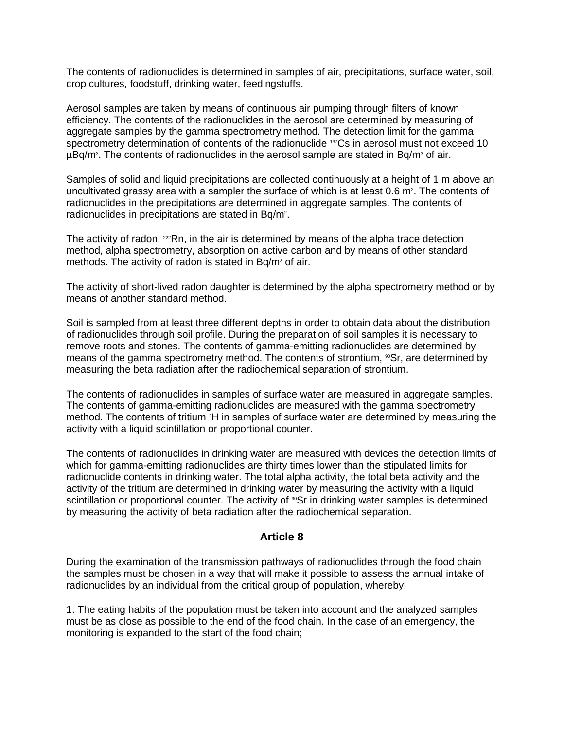The contents of radionuclides is determined in samples of air, precipitations, surface water, soil, crop cultures, foodstuff, drinking water, feedingstuffs.

Aerosol samples are taken by means of continuous air pumping through filters of known efficiency. The contents of the radionuclides in the aerosol are determined by measuring of aggregate samples by the gamma spectrometry method. The detection limit for the gamma spectrometry determination of contents of the radionuclide $^{137}Cs$ in aerosol must not exceed 10 $\mu Bq/m^3$. The contents of radionuclides in the aerosol sample are stated in $Bq/m^3$ of air.

Samples of solid and liquid precipitations are collected continuously at a height of 1 m above an uncultivated grassy area with a sampler the surface of which is at least 0.6 $m^2$. The contents of radionuclides in the precipitations are determined in aggregate samples. The contents of radionuclides in precipitations are stated in $Bq/m^2$.

The activity of radon, $^{222}Rn$, in the air is determined by means of the alpha trace detection method, alpha spectrometry, absorption on active carbon and by means of other standard methods. The activity of radon is stated in $Bq/m^3$ of air.

The activity of short-lived radon daughter is determined by the alpha spectrometry method or by means of another standard method.

Soil is sampled from at least three different depths in order to obtain data about the distribution of radionuclides through soil profile. During the preparation of soil samples it is necessary to remove roots and stones. The contents of gamma-emitting radionuclides are determined by means of the gamma spectrometry method. The contents of strontium, $^{90}Sr$, are determined by measuring the beta radiation after the radiochemical separation of strontium.

The contents of radionuclides in samples of surface water are measured in aggregate samples. The contents of gamma-emitting radionuclides are measured with the gamma spectrometry method. The contents of tritium $^3H$ in samples of surface water are determined by measuring the activity with a liquid scintillation or proportional counter.

The contents of radionuclides in drinking water are measured with devices the detection limits of which for gamma-emitting radionuclides are thirty times lower than the stipulated limits for radionuclide contents in drinking water. The total alpha activity, the total beta activity and the activity of the tritium are determined in drinking water by measuring the activity with a liquid scintillation or proportional counter. The activity of $^{90}Sr$ in drinking water samples is determined by measuring the activity of beta radiation after the radiochemical separation.

## Article 8

During the examination of the transmission pathways of radionuclides through the food chain the samples must be chosen in a way that will make it possible to assess the annual intake of radionuclides by an individual from the critical group of population, whereby:

1. The eating habits of the population must be taken into account and the analyzed samples must be as close as possible to the end of the food chain. In the case of an emergency, the monitoring is expanded to the start of the food chain;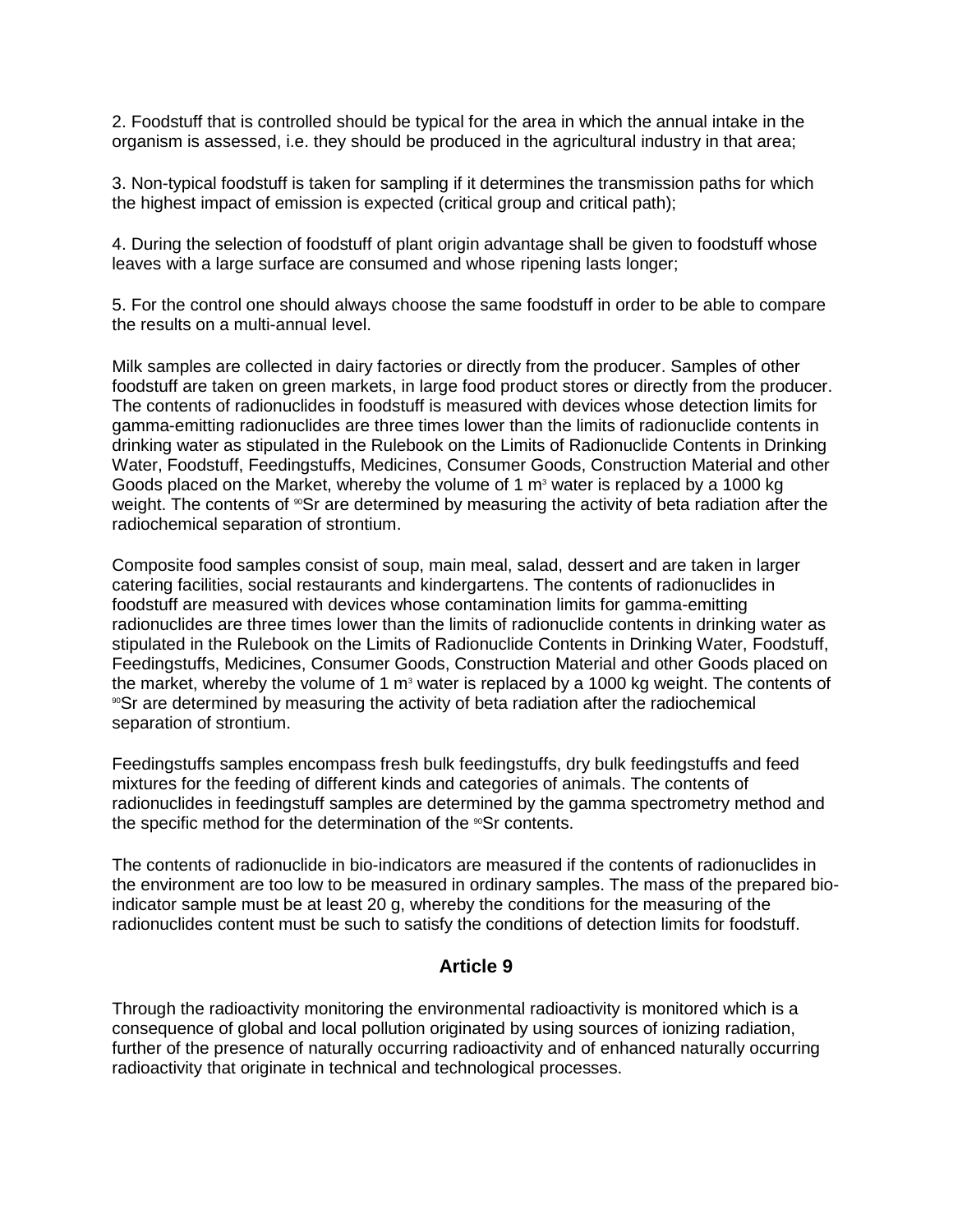2. Foodstuff that is controlled should be typical for the area in which the annual intake in the organism is assessed, i.e. they should be produced in the agricultural industry in that area;

3. Non-typical foodstuff is taken for sampling if it determines the transmission paths for which the highest impact of emission is expected (critical group and critical path);

4. During the selection of foodstuff of plant origin advantage shall be given to foodstuff whose leaves with a large surface are consumed and whose ripening lasts longer;

5. For the control one should always choose the same foodstuff in order to be able to compare the results on a multi-annual level.

Milk samples are collected in dairy factories or directly from the producer. Samples of other foodstuff are taken on green markets, in large food product stores or directly from the producer. The contents of radionuclides in foodstuff is measured with devices whose detection limits for gamma-emitting radionuclides are three times lower than the limits of radionuclide contents in drinking water as stipulated in the Rulebook on the Limits of Radionuclide Contents in Drinking Water, Foodstuff, Feedingstuffs, Medicines, Consumer Goods, Construction Material and other Goods placed on the Market, whereby the volume of 1 $m^3$ water is replaced by a 1000 kg weight. The contents of $^{90}Sr$ are determined by measuring the activity of beta radiation after the radiochemical separation of strontium.

Composite food samples consist of soup, main meal, salad, dessert and are taken in larger catering facilities, social restaurants and kindergartens. The contents of radionuclides in foodstuff are measured with devices whose contamination limits for gamma-emitting radionuclides are three times lower than the limits of radionuclide contents in drinking water as stipulated in the Rulebook on the Limits of Radionuclide Contents in Drinking Water, Foodstuff, Feedingstuffs, Medicines, Consumer Goods, Construction Material and other Goods placed on the market, whereby the volume of 1 $m^3$ water is replaced by a 1000 kg weight. The contents of $^{90}Sr$ are determined by measuring the activity of beta radiation after the radiochemical separation of strontium.

Feedingstuffs samples encompass fresh bulk feedingstuffs, dry bulk feedingstuffs and feed mixtures for the feeding of different kinds and categories of animals. The contents of radionuclides in feedingstuff samples are determined by the gamma spectrometry method and the specific method for the determination of the $^{90}Sr$ contents.

The contents of radionuclide in bio-indicators are measured if the contents of radionuclides in the environment are too low to be measured in ordinary samples. The mass of the prepared bio-indicator sample must be at least 20 g, whereby the conditions for the measuring of the radionuclides content must be such to satisfy the conditions of detection limits for foodstuff.

### Article 9

Through the radioactivity monitoring the environmental radioactivity is monitored which is a consequence of global and local pollution originated by using sources of ionizing radiation, further of the presence of naturally occurring radioactivity and of enhanced naturally occurring radioactivity that originate in technical and technological processes.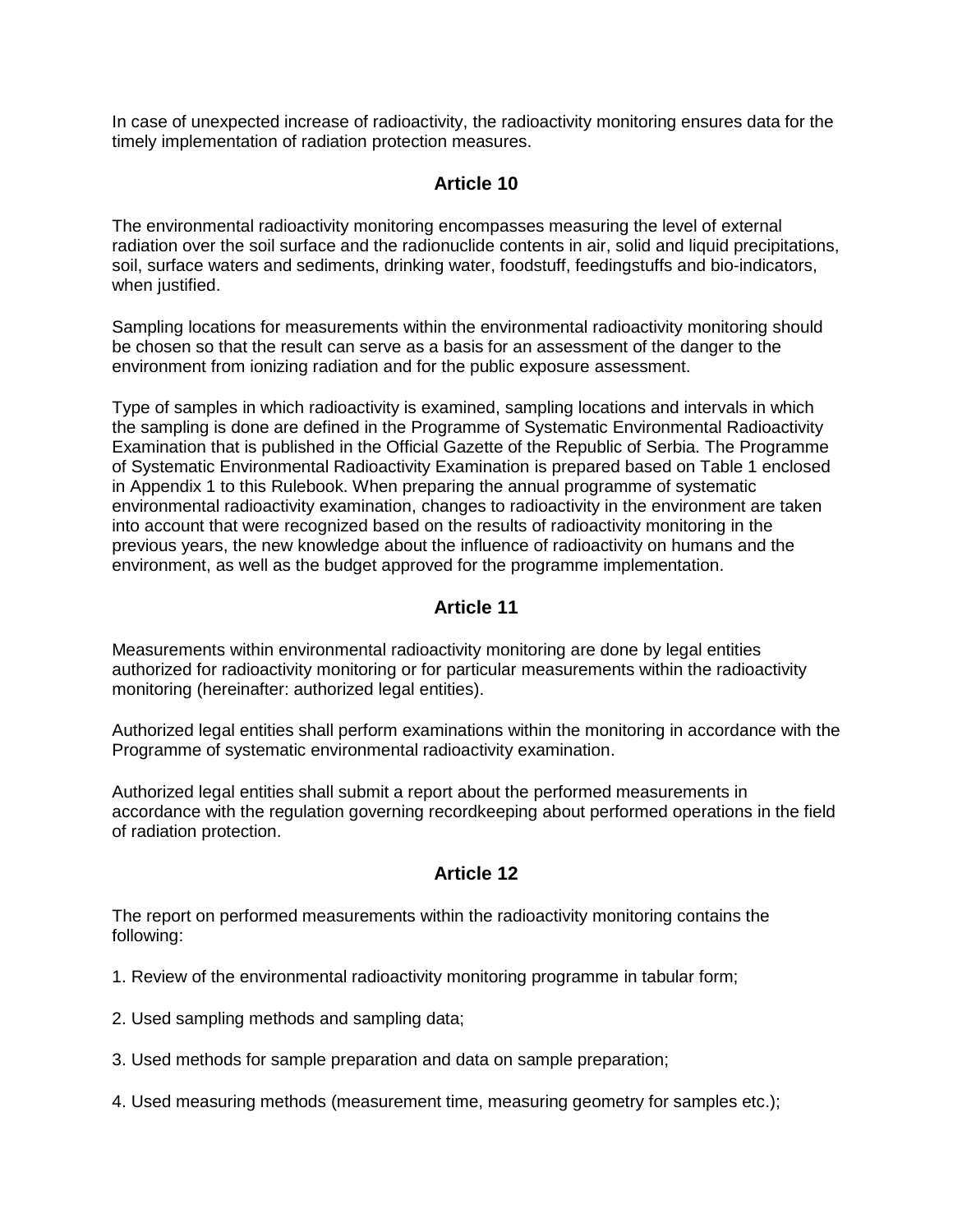In case of unexpected increase of radioactivity, the radioactivity monitoring ensures data for the timely implementation of radiation protection measures.

## Article 10

The environmental radioactivity monitoring encompasses measuring the level of external radiation over the soil surface and the radionuclide contents in air, solid and liquid precipitations, soil, surface waters and sediments, drinking water, foodstuff, feedingstuffs and bio-indicators, when justified.

Sampling locations for measurements within the environmental radioactivity monitoring should be chosen so that the result can serve as a basis for an assessment of the danger to the environment from ionizing radiation and for the public exposure assessment.

Type of samples in which radioactivity is examined, sampling locations and intervals in which the sampling is done are defined in the Programme of Systematic Environmental Radioactivity Examination that is published in the Official Gazette of the Republic of Serbia. The Programme of Systematic Environmental Radioactivity Examination is prepared based on Table 1 enclosed in Appendix 1 to this Rulebook. When preparing the annual programme of systematic environmental radioactivity examination, changes to radioactivity in the environment are taken into account that were recognized based on the results of radioactivity monitoring in the previous years, the new knowledge about the influence of radioactivity on humans and the environment, as well as the budget approved for the programme implementation.

## Article 11

Measurements within environmental radioactivity monitoring are done by legal entities authorized for radioactivity monitoring or for particular measurements within the radioactivity monitoring (hereinafter: authorized legal entities).

Authorized legal entities shall perform examinations within the monitoring in accordance with the Programme of systematic environmental radioactivity examination.

Authorized legal entities shall submit a report about the performed measurements in accordance with the regulation governing recordkeeping about performed operations in the field of radiation protection.

## Article 12

The report on performed measurements within the radioactivity monitoring contains the following:

1. Review of the environmental radioactivity monitoring programme in tabular form;

2. Used sampling methods and sampling data;

3. Used methods for sample preparation and data on sample preparation;

4. Used measuring methods (measurement time, measuring geometry for samples etc.);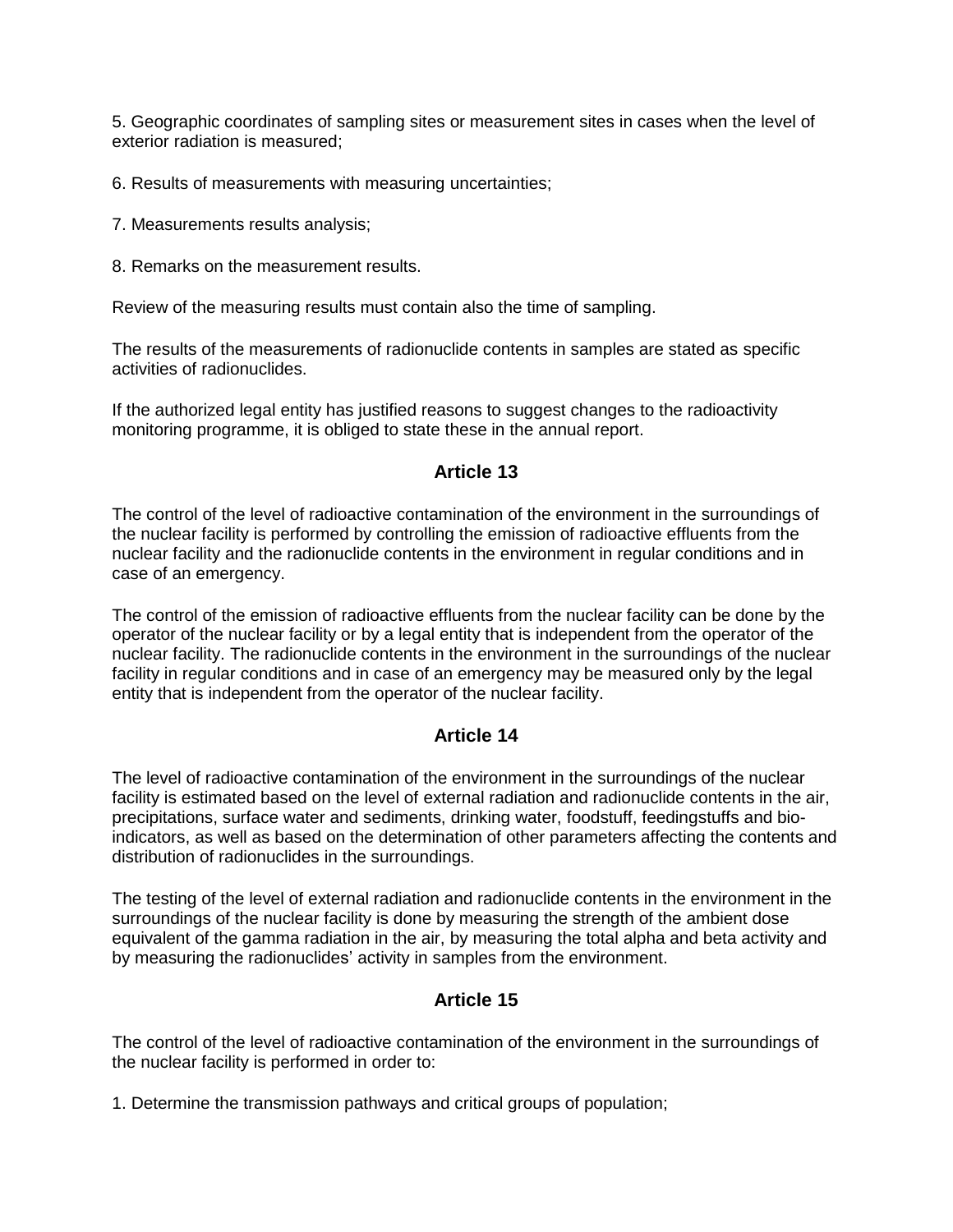5. Geographic coordinates of sampling sites or measurement sites in cases when the level of exterior radiation is measured;

6. Results of measurements with measuring uncertainties;

7. Measurements results analysis;

8. Remarks on the measurement results.

Review of the measuring results must contain also the time of sampling.

The results of the measurements of radionuclide contents in samples are stated as specific activities of radionuclides.

If the authorized legal entity has justified reasons to suggest changes to the radioactivity monitoring programme, it is obliged to state these in the annual report.

## Article 13

The control of the level of radioactive contamination of the environment in the surroundings of the nuclear facility is performed by controlling the emission of radioactive effluents from the nuclear facility and the radionuclide contents in the environment in regular conditions and in case of an emergency.

The control of the emission of radioactive effluents from the nuclear facility can be done by the operator of the nuclear facility or by a legal entity that is independent from the operator of the nuclear facility. The radionuclide contents in the environment in the surroundings of the nuclear facility in regular conditions and in case of an emergency may be measured only by the legal entity that is independent from the operator of the nuclear facility.

## Article 14

The level of radioactive contamination of the environment in the surroundings of the nuclear facility is estimated based on the level of external radiation and radionuclide contents in the air, precipitations, surface water and sediments, drinking water, foodstuff, feedingstuffs and bio-indicators, as well as based on the determination of other parameters affecting the contents and distribution of radionuclides in the surroundings.

The testing of the level of external radiation and radionuclide contents in the environment in the surroundings of the nuclear facility is done by measuring the strength of the ambient dose equivalent of the gamma radiation in the air, by measuring the total alpha and beta activity and by measuring the radionuclides' activity in samples from the environment.

## Article 15

The control of the level of radioactive contamination of the environment in the surroundings of the nuclear facility is performed in order to:

1. Determine the transmission pathways and critical groups of population;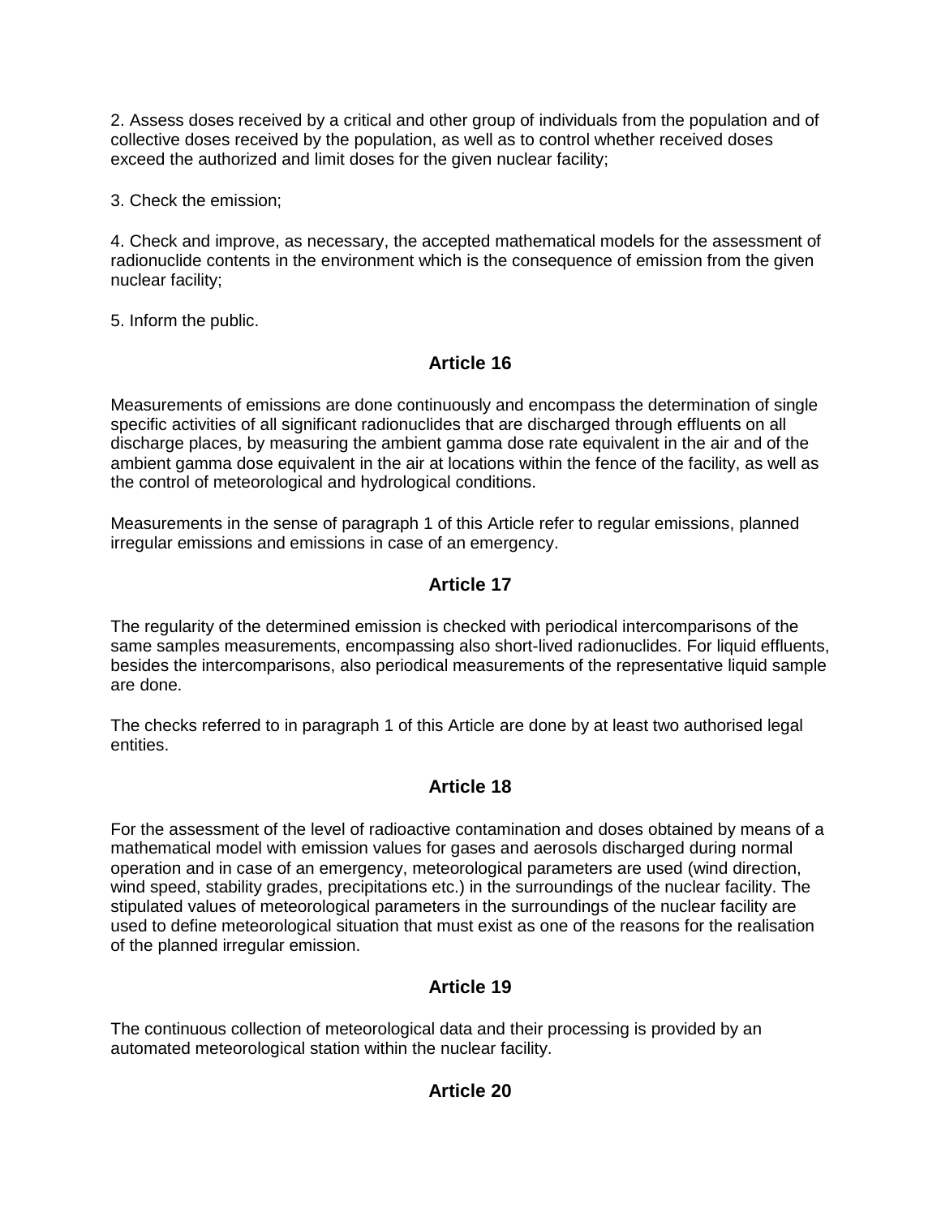2. Assess doses received by a critical and other group of individuals from the population and of collective doses received by the population, as well as to control whether received doses exceed the authorized and limit doses for the given nuclear facility;

3. Check the emission;

4. Check and improve, as necessary, the accepted mathematical models for the assessment of radionuclide contents in the environment which is the consequence of emission from the given nuclear facility;

5. Inform the public.

### Article 16

Measurements of emissions are done continuously and encompass the determination of single specific activities of all significant radionuclides that are discharged through effluents on all discharge places, by measuring the ambient gamma dose rate equivalent in the air and of the ambient gamma dose equivalent in the air at locations within the fence of the facility, as well as the control of meteorological and hydrological conditions.

Measurements in the sense of paragraph 1 of this Article refer to regular emissions, planned irregular emissions and emissions in case of an emergency.

### Article 17

The regularity of the determined emission is checked with periodical intercomparisons of the same samples measurements, encompassing also short-lived radionuclides. For liquid effluents, besides the intercomparisons, also periodical measurements of the representative liquid sample are done.

The checks referred to in paragraph 1 of this Article are done by at least two authorised legal entities.

### Article 18

For the assessment of the level of radioactive contamination and doses obtained by means of a mathematical model with emission values for gases and aerosols discharged during normal operation and in case of an emergency, meteorological parameters are used (wind direction, wind speed, stability grades, precipitations etc.) in the surroundings of the nuclear facility. The stipulated values of meteorological parameters in the surroundings of the nuclear facility are used to define meteorological situation that must exist as one of the reasons for the realisation of the planned irregular emission.

### Article 19

The continuous collection of meteorological data and their processing is provided by an automated meteorological station within the nuclear facility.

### Article 20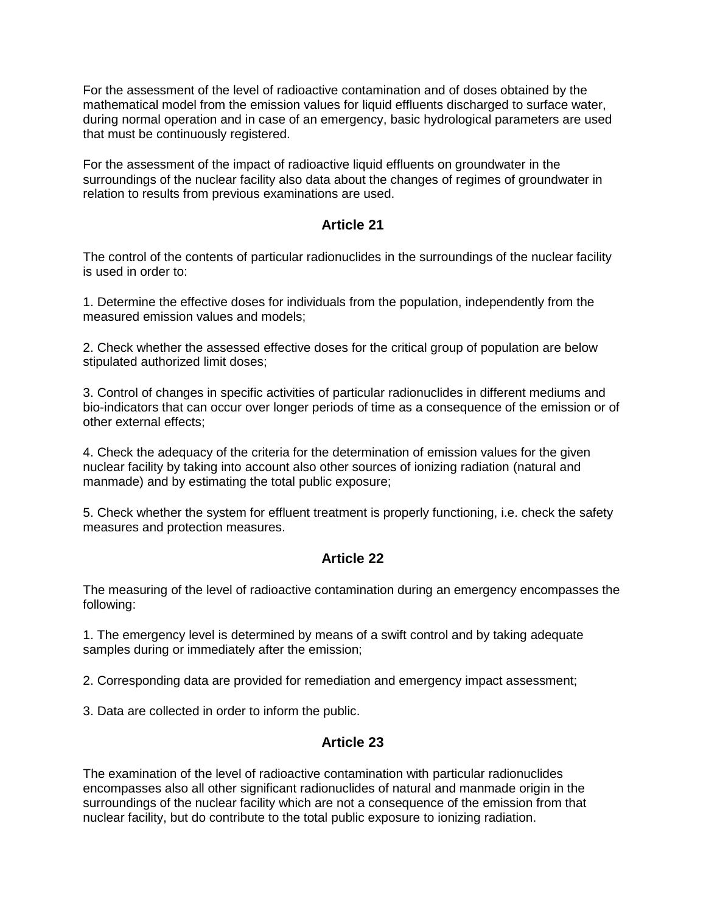For the assessment of the level of radioactive contamination and of doses obtained by the mathematical model from the emission values for liquid effluents discharged to surface water, during normal operation and in case of an emergency, basic hydrological parameters are used that must be continuously registered.

For the assessment of the impact of radioactive liquid effluents on groundwater in the surroundings of the nuclear facility also data about the changes of regimes of groundwater in relation to results from previous examinations are used.

## Article 21

The control of the contents of particular radionuclides in the surroundings of the nuclear facility is used in order to:

1. Determine the effective doses for individuals from the population, independently from the measured emission values and models;

2. Check whether the assessed effective doses for the critical group of population are below stipulated authorized limit doses;

3. Control of changes in specific activities of particular radionuclides in different mediums and bio-indicators that can occur over longer periods of time as a consequence of the emission or of other external effects;

4. Check the adequacy of the criteria for the determination of emission values for the given nuclear facility by taking into account also other sources of ionizing radiation (natural and manmade) and by estimating the total public exposure;

5. Check whether the system for effluent treatment is properly functioning, i.e. check the safety measures and protection measures.

## Article 22

The measuring of the level of radioactive contamination during an emergency encompasses the following:

1. The emergency level is determined by means of a swift control and by taking adequate samples during or immediately after the emission;

2. Corresponding data are provided for remediation and emergency impact assessment;

3. Data are collected in order to inform the public.

## Article 23

The examination of the level of radioactive contamination with particular radionuclides encompasses also all other significant radionuclides of natural and manmade origin in the surroundings of the nuclear facility which are not a consequence of the emission from that nuclear facility, but do contribute to the total public exposure to ionizing radiation.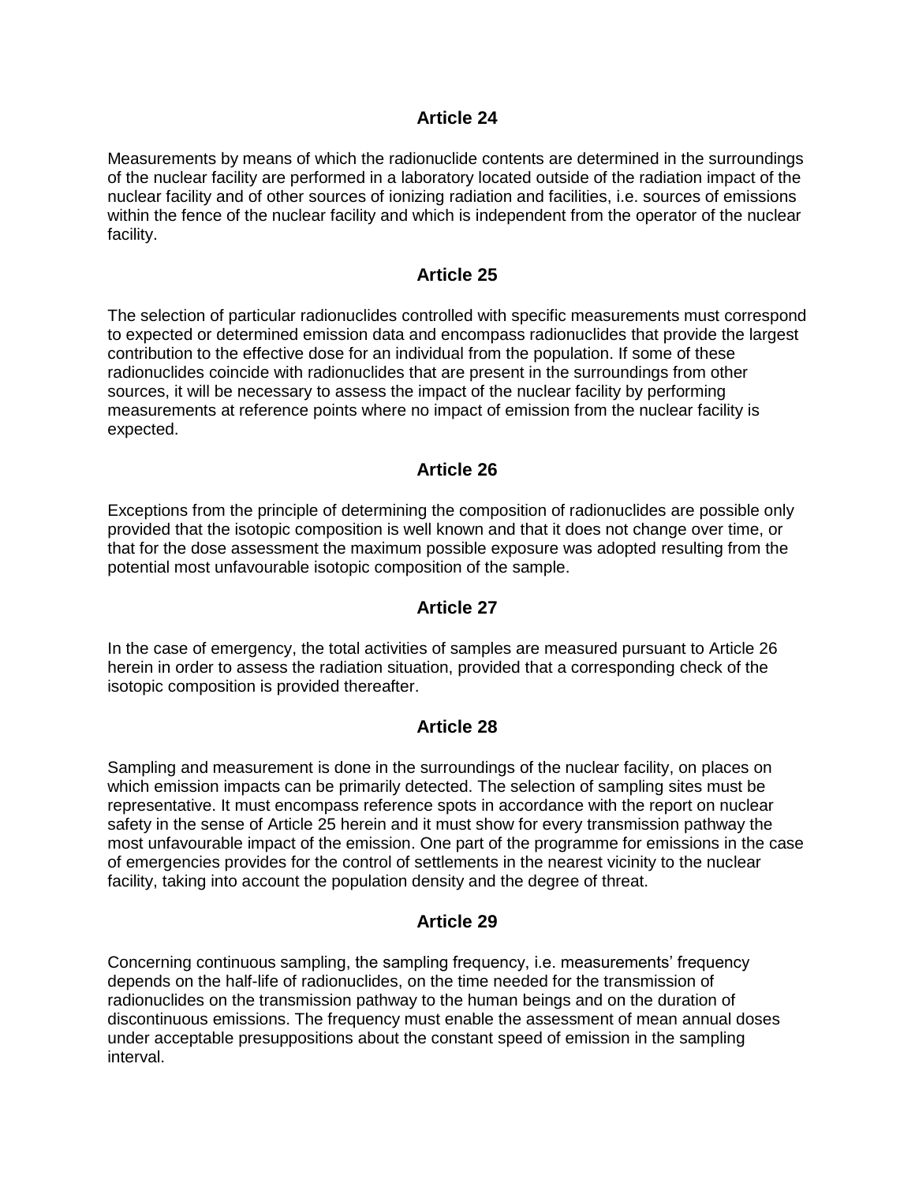## Article 24

Measurements by means of which the radionuclide contents are determined in the surroundings of the nuclear facility are performed in a laboratory located outside of the radiation impact of the nuclear facility and of other sources of ionizing radiation and facilities, i.e. sources of emissions within the fence of the nuclear facility and which is independent from the operator of the nuclear facility.

## Article 25

The selection of particular radionuclides controlled with specific measurements must correspond to expected or determined emission data and encompass radionuclides that provide the largest contribution to the effective dose for an individual from the population. If some of these radionuclides coincide with radionuclides that are present in the surroundings from other sources, it will be necessary to assess the impact of the nuclear facility by performing measurements at reference points where no impact of emission from the nuclear facility is expected.

## Article 26

Exceptions from the principle of determining the composition of radionuclides are possible only provided that the isotopic composition is well known and that it does not change over time, or that for the dose assessment the maximum possible exposure was adopted resulting from the potential most unfavourable isotopic composition of the sample.

## Article 27

In the case of emergency, the total activities of samples are measured pursuant to Article 26 herein in order to assess the radiation situation, provided that a corresponding check of the isotopic composition is provided thereafter.

## Article 28

Sampling and measurement is done in the surroundings of the nuclear facility, on places on which emission impacts can be primarily detected. The selection of sampling sites must be representative. It must encompass reference spots in accordance with the report on nuclear safety in the sense of Article 25 herein and it must show for every transmission pathway the most unfavourable impact of the emission. One part of the programme for emissions in the case of emergencies provides for the control of settlements in the nearest vicinity to the nuclear facility, taking into account the population density and the degree of threat.

## Article 29

Concerning continuous sampling, the sampling frequency, i.e. measurements' frequency depends on the half-life of radionuclides, on the time needed for the transmission of radionuclides on the transmission pathway to the human beings and on the duration of discontinuous emissions. The frequency must enable the assessment of mean annual doses under acceptable presuppositions about the constant speed of emission in the sampling interval.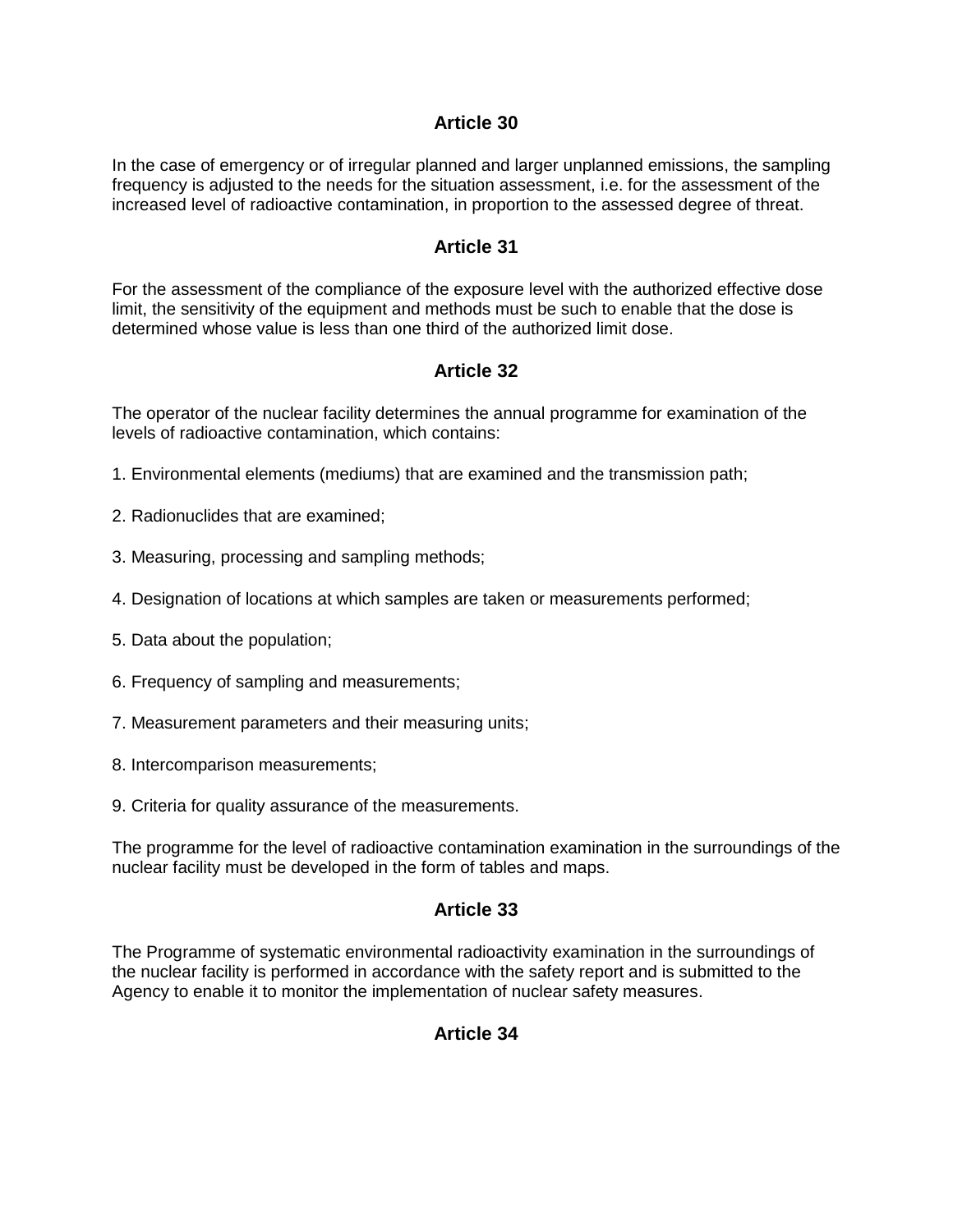## Article 30

In the case of emergency or of irregular planned and larger unplanned emissions, the sampling frequency is adjusted to the needs for the situation assessment, i.e. for the assessment of the increased level of radioactive contamination, in proportion to the assessed degree of threat.

## Article 31

For the assessment of the compliance of the exposure level with the authorized effective dose limit, the sensitivity of the equipment and methods must be such to enable that the dose is determined whose value is less than one third of the authorized limit dose.

## Article 32

The operator of the nuclear facility determines the annual programme for examination of the levels of radioactive contamination, which contains:

1. Environmental elements (mediums) that are examined and the transmission path;

2. Radionuclides that are examined;

3. Measuring, processing and sampling methods;

4. Designation of locations at which samples are taken or measurements performed;

5. Data about the population;

6. Frequency of sampling and measurements;

7. Measurement parameters and their measuring units;

8. Intercomparison measurements;

9. Criteria for quality assurance of the measurements.

The programme for the level of radioactive contamination examination in the surroundings of the nuclear facility must be developed in the form of tables and maps.

## Article 33

The Programme of systematic environmental radioactivity examination in the surroundings of the nuclear facility is performed in accordance with the safety report and is submitted to the Agency to enable it to monitor the implementation of nuclear safety measures.

## Article 34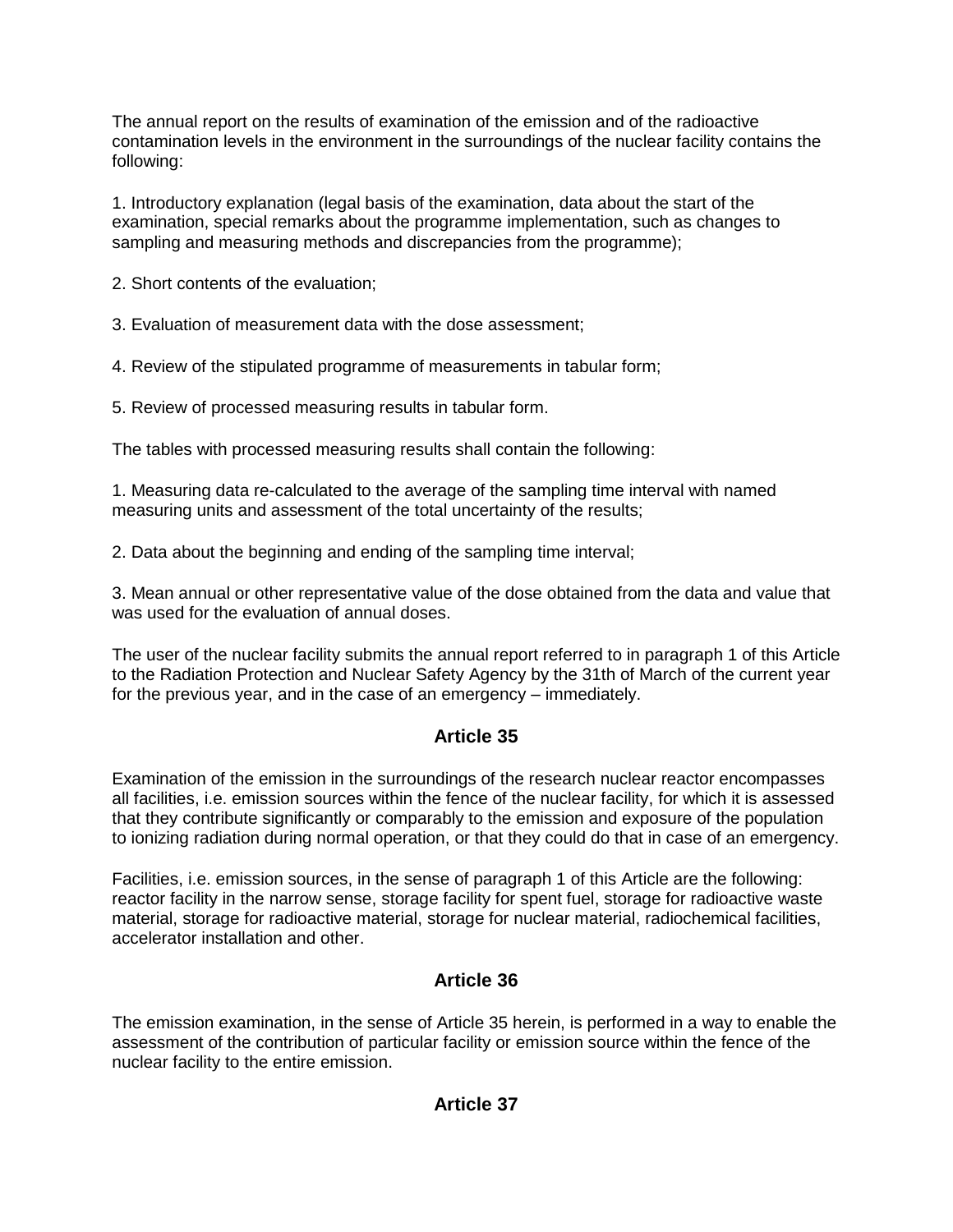The annual report on the results of examination of the emission and of the radioactive contamination levels in the environment in the surroundings of the nuclear facility contains the following:

1. Introductory explanation (legal basis of the examination, data about the start of the examination, special remarks about the programme implementation, such as changes to sampling and measuring methods and discrepancies from the programme);

2. Short contents of the evaluation;

3. Evaluation of measurement data with the dose assessment;

4. Review of the stipulated programme of measurements in tabular form;

5. Review of processed measuring results in tabular form.

The tables with processed measuring results shall contain the following:

1. Measuring data re-calculated to the average of the sampling time interval with named measuring units and assessment of the total uncertainty of the results;

2. Data about the beginning and ending of the sampling time interval;

3. Mean annual or other representative value of the dose obtained from the data and value that was used for the evaluation of annual doses.

The user of the nuclear facility submits the annual report referred to in paragraph 1 of this Article to the Radiation Protection and Nuclear Safety Agency by the 31th of March of the current year for the previous year, and in the case of an emergency – immediately.

## Article 35

Examination of the emission in the surroundings of the research nuclear reactor encompasses all facilities, i.e. emission sources within the fence of the nuclear facility, for which it is assessed that they contribute significantly or comparably to the emission and exposure of the population to ionizing radiation during normal operation, or that they could do that in case of an emergency.

Facilities, i.e. emission sources, in the sense of paragraph 1 of this Article are the following: reactor facility in the narrow sense, storage facility for spent fuel, storage for radioactive waste material, storage for radioactive material, storage for nuclear material, radiochemical facilities, accelerator installation and other.

## Article 36

The emission examination, in the sense of Article 35 herein, is performed in a way to enable the assessment of the contribution of particular facility or emission source within the fence of the nuclear facility to the entire emission.

## Article 37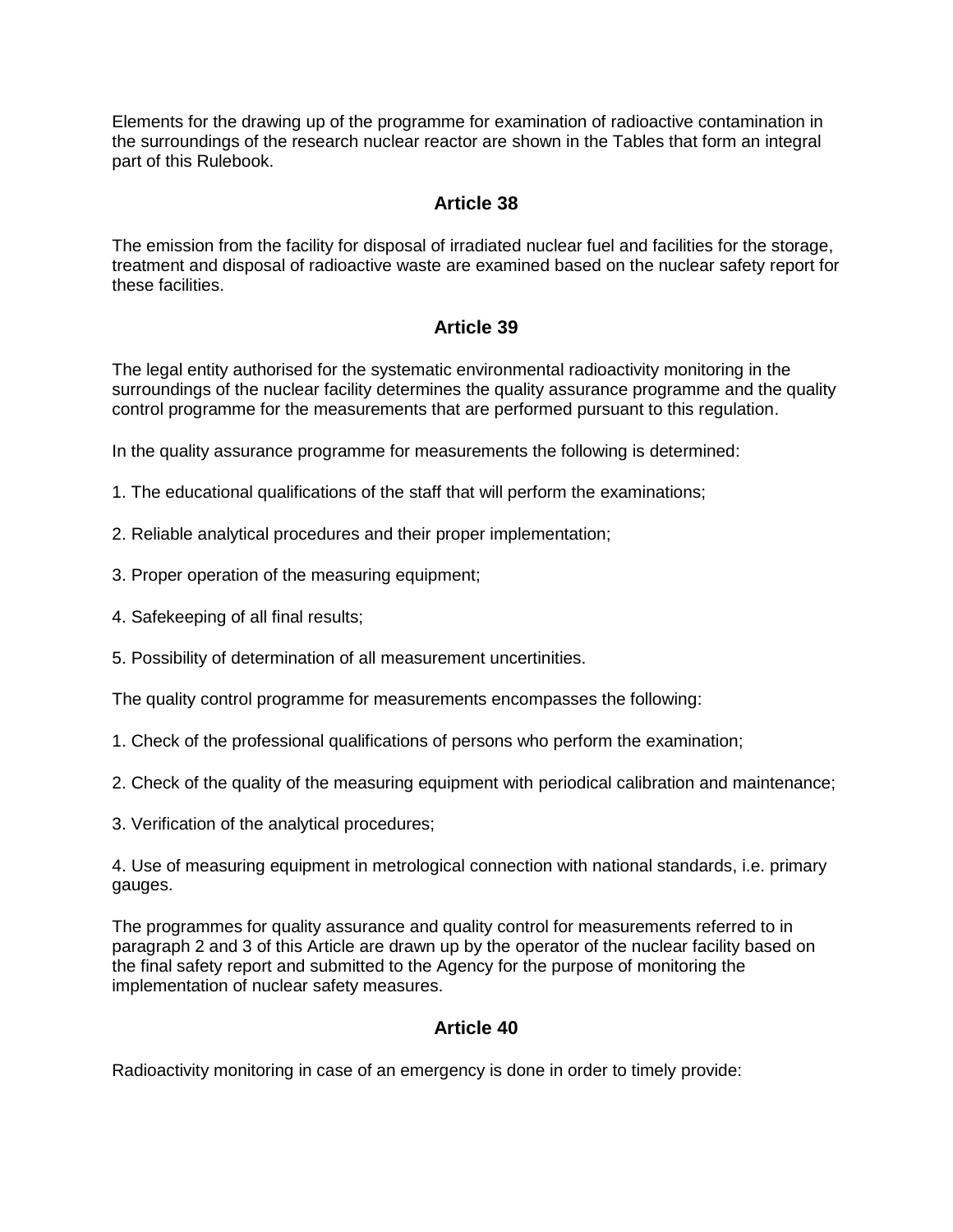Elements for the drawing up of the programme for examination of radioactive contamination in the surroundings of the research nuclear reactor are shown in the Tables that form an integral part of this Rulebook.

### Article 38

The emission from the facility for disposal of irradiated nuclear fuel and facilities for the storage, treatment and disposal of radioactive waste are examined based on the nuclear safety report for these facilities.

### Article 39

The legal entity authorised for the systematic environmental radioactivity monitoring in the surroundings of the nuclear facility determines the quality assurance programme and the quality control programme for the measurements that are performed pursuant to this regulation.

In the quality assurance programme for measurements the following is determined:

1. The educational qualifications of the staff that will perform the examinations;

2. Reliable analytical procedures and their proper implementation;

3. Proper operation of the measuring equipment;

4. Safekeeping of all final results;

5. Possibility of determination of all measurement uncertinities.

The quality control programme for measurements encompasses the following:

1. Check of the professional qualifications of persons who perform the examination;

2. Check of the quality of the measuring equipment with periodical calibration and maintenance;

3. Verification of the analytical procedures;

4. Use of measuring equipment in metrological connection with national standards, i.e. primary gauges.

The programmes for quality assurance and quality control for measurements referred to in paragraph 2 and 3 of this Article are drawn up by the operator of the nuclear facility based on the final safety report and submitted to the Agency for the purpose of monitoring the implementation of nuclear safety measures.

### Article 40

Radioactivity monitoring in case of an emergency is done in order to timely provide: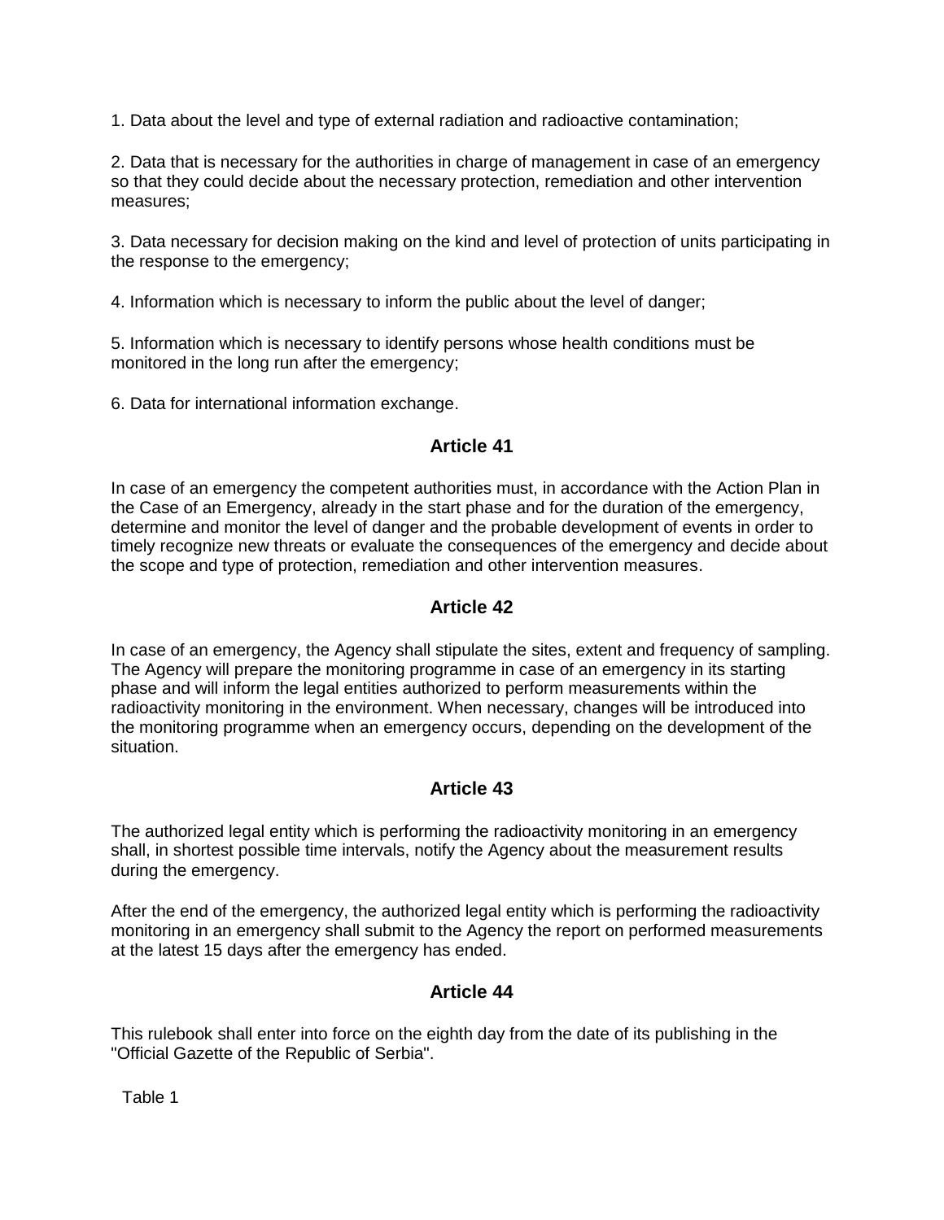1. Data about the level and type of external radiation and radioactive contamination;

2. Data that is necessary for the authorities in charge of management in case of an emergency so that they could decide about the necessary protection, remediation and other intervention measures;

3. Data necessary for decision making on the kind and level of protection of units participating in the response to the emergency;

4. Information which is necessary to inform the public about the level of danger;

5. Information which is necessary to identify persons whose health conditions must be monitored in the long run after the emergency;

6. Data for international information exchange.

## Article 41

In case of an emergency the competent authorities must, in accordance with the Action Plan in the Case of an Emergency, already in the start phase and for the duration of the emergency, determine and monitor the level of danger and the probable development of events in order to timely recognize new threats or evaluate the consequences of the emergency and decide about the scope and type of protection, remediation and other intervention measures.

## Article 42

In case of an emergency, the Agency shall stipulate the sites, extent and frequency of sampling. The Agency will prepare the monitoring programme in case of an emergency in its starting phase and will inform the legal entities authorized to perform measurements within the radioactivity monitoring in the environment. When necessary, changes will be introduced into the monitoring programme when an emergency occurs, depending on the development of the situation.

## Article 43

The authorized legal entity which is performing the radioactivity monitoring in an emergency shall, in shortest possible time intervals, notify the Agency about the measurement results during the emergency.

After the end of the emergency, the authorized legal entity which is performing the radioactivity monitoring in an emergency shall submit to the Agency the report on performed measurements at the latest 15 days after the emergency has ended.

## Article 44

This rulebook shall enter into force on the eighth day from the date of its publishing in the "Official Gazette of the Republic of Serbia".

Table 1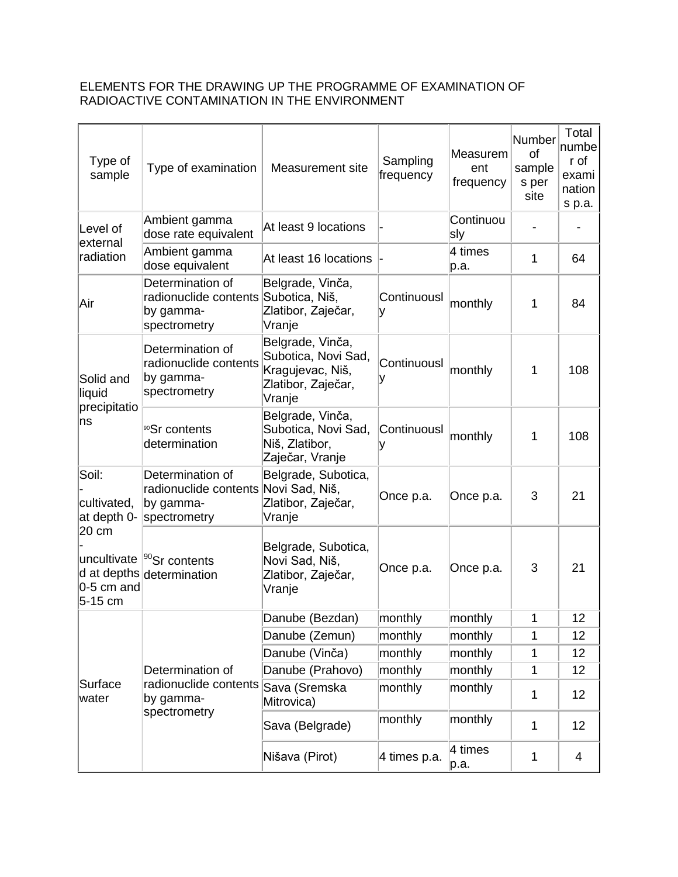ELEMENTS FOR THE DRAWING UP THE PROGRAMME OF EXAMINATION OF RADIOACTIVE CONTAMINATION IN THE ENVIRONMENT

| Type of sample | Type of examination | Measurement site | Sampling frequency | Measurement frequency | Number of samples per site | Total number of examinations p.a. |
|---|---|---|---|---|---|---|
| Level of external radiation | Ambient gamma dose rate equivalent | At least 9 locations | - | Continuously | - | - |
| | Ambient gamma dose equivalent | At least 16 locations | - | 4 times p.a. | 1 | 64 |
| Air | Determination of radionuclide contents by gamma-spectrometry | Belgrade, Vinča, Subotica, Niš, Zlatibor, Zaječar, Vranje | Continuously | monthly | 1 | 84 |
| Solid and liquid precipitations | Determination of radionuclide contents by gamma-spectrometry | Belgrade, Vinča, Subotica, Novi Sad, Kragujevac, Niš, Zlatibor, Zaječar, Vranje | Continuously | monthly | 1 | 108 |
| | $^{90}$Sr contents determination | Belgrade, Vinča, Subotica, Novi Sad, Niš, Zlatibor, Zaječar, Vranje | Continuously | monthly | 1 | 108 |
| Soil: - cultivated, at depth 0-20 cm - uncultivated at depths 0-5 cm and 5-15 cm | Determination of radionuclide contents by gamma-spectrometry | Belgrade, Subotica, Novi Sad, Niš, Zlatibor, Zaječar, Vranje | Once p.a. | Once p.a. | 3 | 21 |
| | $^{90}$Sr contents determination | Belgrade, Subotica, Novi Sad, Niš, Zlatibor, Zaječar, Vranje | Once p.a. | Once p.a. | 3 | 21 |
| Surface water | Determination of radionuclide contents by gamma-spectrometry | Danube (Bezdan) | monthly | monthly | 1 | 12 |
| | | Danube (Zemun) | monthly | monthly | 1 | 12 |
| | | Danube (Vinča) | monthly | monthly | 1 | 12 |
| | | Danube (Prahovo) | monthly | monthly | 1 | 12 |
| | | Sava (Sremska Mitrovica) | monthly | monthly | 1 | 12 |
| | | Sava (Belgrade) | monthly | monthly | 1 | 12 |
| | | Nišava (Pirot) | 4 times p.a. | 4 times p.a. | 1 | 4 |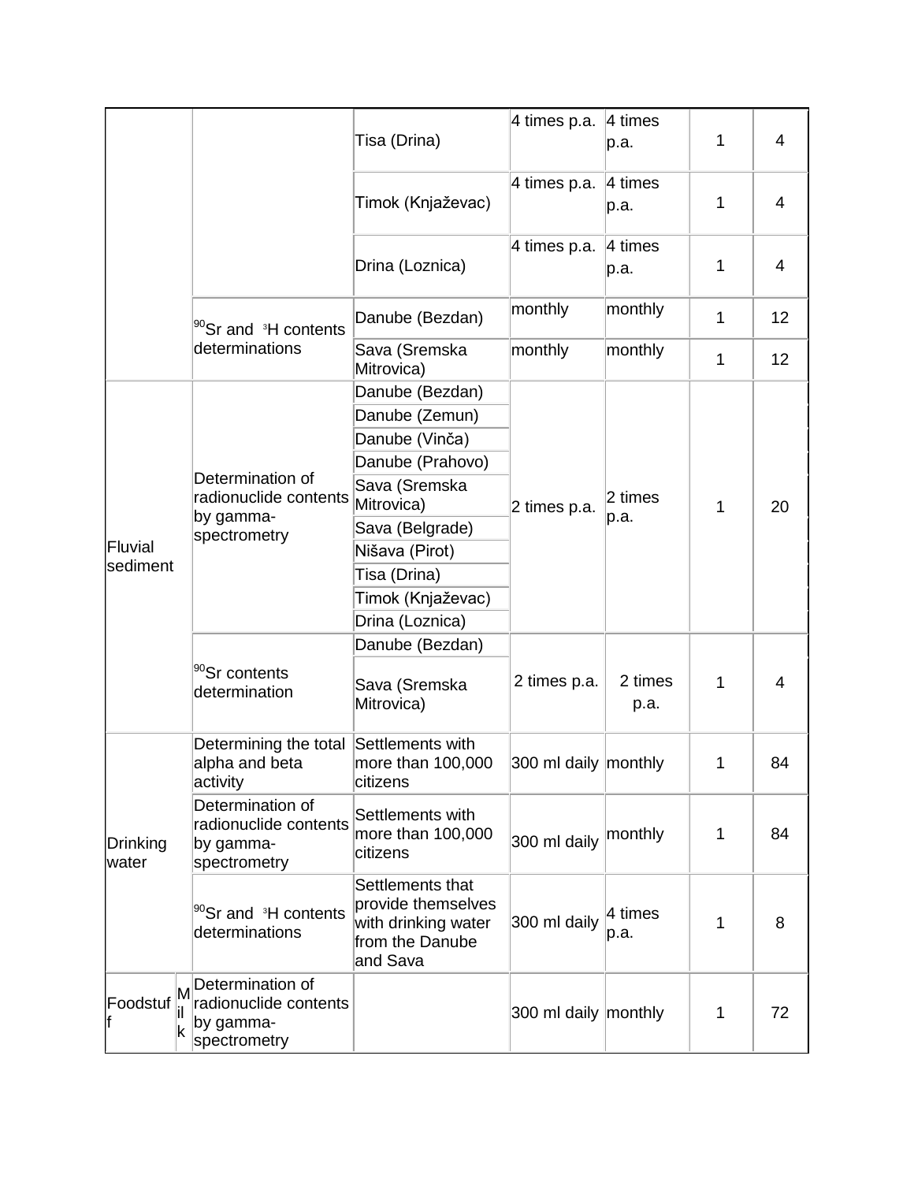| | | | | | | |
|---|---|---|---|---|---|---|
| | | Tisa (Drina) | 4 times p.a. | 4 times p.a. | 1 | 4 |
| | | Timok (Knjaževac) | 4 times p.a. | 4 times p.a. | 1 | 4 |
| | | Drina (Loznica) | 4 times p.a. | 4 times p.a. | 1 | 4 |
| | $^{90}Sr$ and $^{3}H$ contents determinations | Danube (Bezdan) | monthly | monthly | 1 | 12 |
| | | Sava (Sremska Mitrovica) | monthly | monthly | 1 | 12 |
| Fluvial sediment | Determination of radionuclide contents by gamma-spectrometry | Danube (Bezdan)<br>Danube (Zemun)<br>Danube (Vinča)<br>Danube (Prahovo)<br>Sava (Sremska Mitrovica)<br>Sava (Belgrade)<br>Nišava (Pirot)<br>Tisa (Drina)<br>Timok (Knjaževac)<br>Drina (Loznica) | 2 times p.a. | 2 times p.a. | 1 | 20 |
| | $^{90}Sr$ contents determination | Danube (Bezdan)<br>Sava (Sremska Mitrovica) | 2 times p.a. | 2 times p.a. | 1 | 4 |
| Drinking water | Determining the total alpha and beta activity | Settlements with more than 100,000 citizens | 300 ml daily | monthly | 1 | 84 |
| | Determination of radionuclide contents by gamma-spectrometry | Settlements with more than 100,000 citizens | 300 ml daily | monthly | 1 | 84 |
| | $^{90}Sr$ and $^{3}H$ contents determinations | Settlements that provide themselves with drinking water from the Danube and Sava | 300 ml daily | 4 times p.a. | 1 | 8 |
| Foodstuff – Milk | Determination of radionuclide contents by gamma-spectrometry | | 300 ml daily | monthly | 1 | 72 |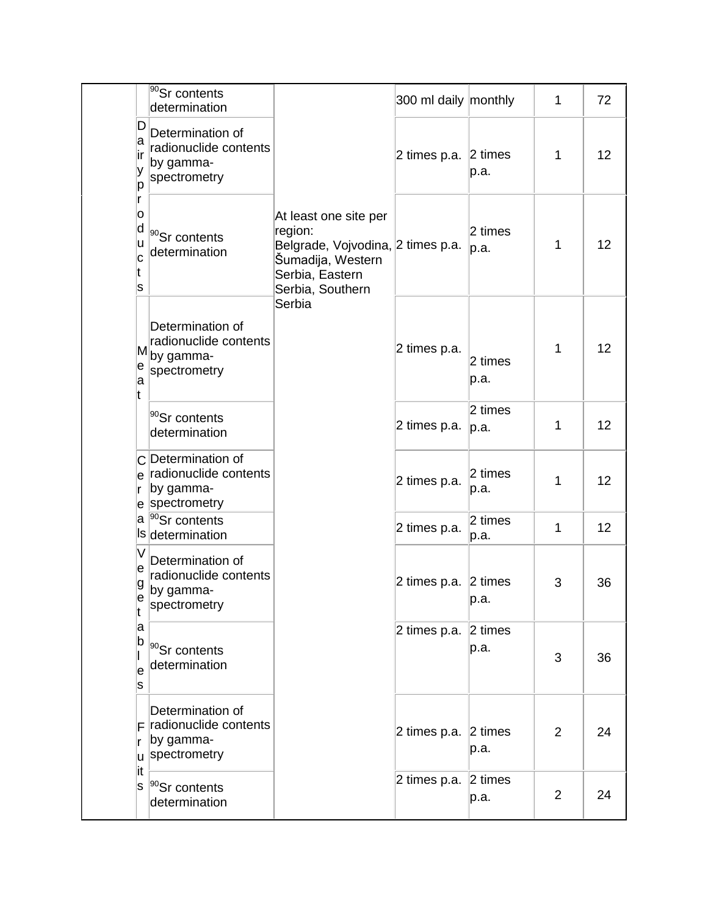| | | | | | | | |
|---|---|---|---|---|---|---|---|
| | | $^{90}Sr$ contents determination | At least one site per region: Belgrade, Vojvodina, Šumadija, Western Serbia, Eastern Serbia, Southern Serbia | 300 ml daily | monthly | 1 | 72 |
| | Dairy products | Determination of radionuclide contents by gamma-spectrometry | | 2 times p.a. | 2 times p.a. | 1 | 12 |
| | | $^{90}Sr$ contents determination | | 2 times p.a. | 2 times p.a. | 1 | 12 |
| | Meat | Determination of radionuclide contents by gamma-spectrometry | | 2 times p.a. | 2 times p.a. | 1 | 12 |
| | | $^{90}Sr$ contents determination | | 2 times p.a. | 2 times p.a. | 1 | 12 |
| | Cereals | Determination of radionuclide contents by gamma-spectrometry | | 2 times p.a. | 2 times p.a. | 1 | 12 |
| | | $^{90}Sr$ contents determination | | 2 times p.a. | 2 times p.a. | 1 | 12 |
| | Vegetables | Determination of radionuclide contents by gamma-spectrometry | | 2 times p.a. | 2 times p.a. | 3 | 36 |
| | | $^{90}Sr$ contents determination | | 2 times p.a. | 2 times p.a. | 3 | 36 |
| | Fruits | Determination of radionuclide contents by gamma-spectrometry | | 2 times p.a. | 2 times p.a. | 2 | 24 |
| | | $^{90}Sr$ contents determination | | 2 times p.a. | 2 times p.a. | 2 | 24 |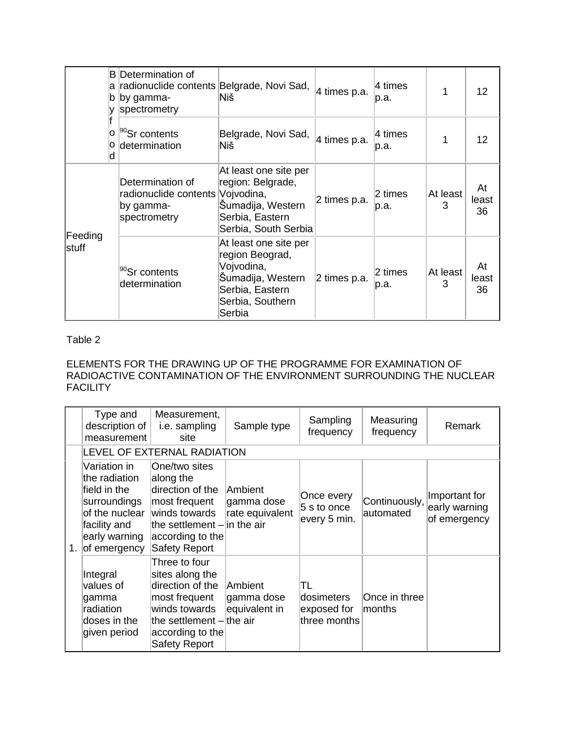| | | | | | | | |
|---|---|---|---|---|---|---|---|
| | Baby food | Determination of radionuclide contents by gamma-spectrometry | Belgrade, Novi Sad, Niš | 4 times p.a. | 4 times p.a. | 1 | 12 |
| | | $^{90}$Sr contents determination | Belgrade, Novi Sad, Niš | 4 times p.a. | 4 times p.a. | 1 | 12 |
| Feeding stuff | | Determination of radionuclide contents by gamma-spectrometry | At least one site per region: Belgrade, Vojvodina, Šumadija, Western Serbia, Eastern Serbia, South Serbia | 2 times p.a. | 2 times p.a. | At least 3 | At least 36 |
| | | $^{90}$Sr contents determination | At least one site per region Beograd, Vojvodina, Šumadija, Western Serbia, Eastern Serbia, Southern Serbia | 2 times p.a. | 2 times p.a. | At least 3 | At least 36 |

Table 2

ELEMENTS FOR THE DRAWING UP OF THE PROGRAMME FOR EXAMINATION OF RADIOACTIVE CONTAMINATION OF THE ENVIRONMENT SURROUNDING THE NUCLEAR FACILITY

| | Type and description of measurement | Measurement, i.e. sampling site | Sample type | Sampling frequency | Measuring frequency | Remark |
|---|---|---|---|---|---|---|
| | LEVEL OF EXTERNAL RADIATION | | | | | |
| 1. | Variation in the radiation field in the surroundings of the nuclear facility and early warning of emergency | One/two sites along the direction of the most frequent winds towards the settlement – according to the Safety Report | Ambient gamma dose rate equivalent in the air | Once every 5 s to once every 5 min. | Continuously, automated | Important for early warning of emergency |
| | Integral values of gamma radiation doses in the given period | Three to four sites along the direction of the most frequent winds towards the settlement – according to the Safety Report | Ambient gamma dose equivalent in the air | TL dosimeters exposed for three months | Once in three months | |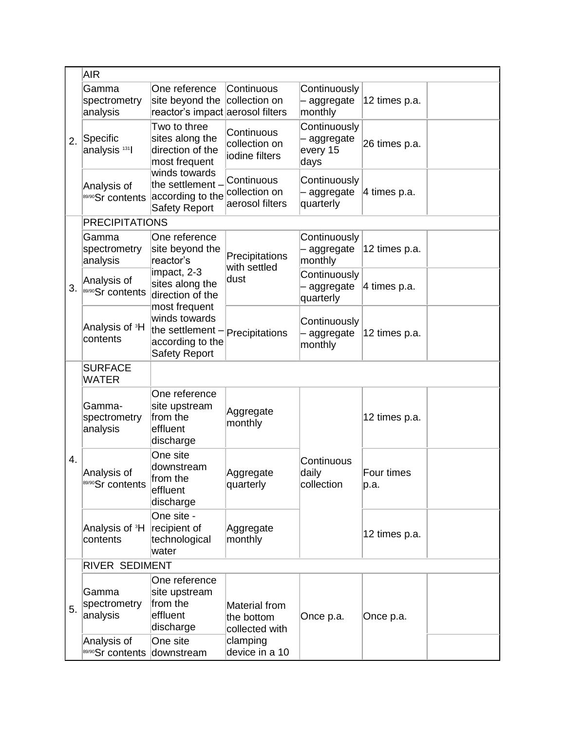| | | | | | | |
|---|---|---|---|---|---|---|
| 2. | AIR | | | | | |
| | Gamma spectrometry analysis | One reference site beyond the reactor's impact | Continuous collection on aerosol filters | Continuously – aggregate monthly | 12 times p.a. | |
| | Specific analysis $^{131}I$ | Two to three sites along the direction of the most frequent winds towards the settlement – according to the Safety Report | Continuous collection on iodine filters | Continuously – aggregate every 15 days | 26 times p.a. | |
| | Analysis of $^{89/90}Sr$ contents | | Continuous collection on aerosol filters | Continuously – aggregate quarterly | 4 times p.a. | |
| 3. | PRECIPITATIONS | | | | | |
| | Gamma spectrometry analysis | One reference site beyond the reactor's impact, 2-3 sites along the direction of the most frequent winds towards the settlement – according to the Safety Report | Precipitations with settled dust | Continuously – aggregate monthly | 12 times p.a. | |
| | Analysis of $^{89/90}Sr$ contents | | | Continuously – aggregate quarterly | 4 times p.a. | |
| | Analysis of $^{3}H$ contents | | Precipitations | Continuously – aggregate monthly | 12 times p.a. | |
| 4. | SURFACE WATER | | | | | |
| | Gamma-spectrometry analysis | One reference site upstream from the effluent discharge | Aggregate monthly | Continuous daily collection | 12 times p.a. | |
| | Analysis of $^{89/90}Sr$ contents | One site downstream from the effluent discharge | Aggregate quarterly | | Four times p.a. | |
| | Analysis of $^{3}H$ contents | One site - recipient of technological water | Aggregate monthly | | 12 times p.a. | |
| 5. | RIVER SEDIMENT | | | | | |
| | Gamma spectrometry analysis | One reference site upstream from the effluent discharge | Material from the bottom collected with clamping device in a 10 | Once p.a. | Once p.a. | |
| | Analysis of $^{89/90}Sr$ contents | One site downstream | | | | |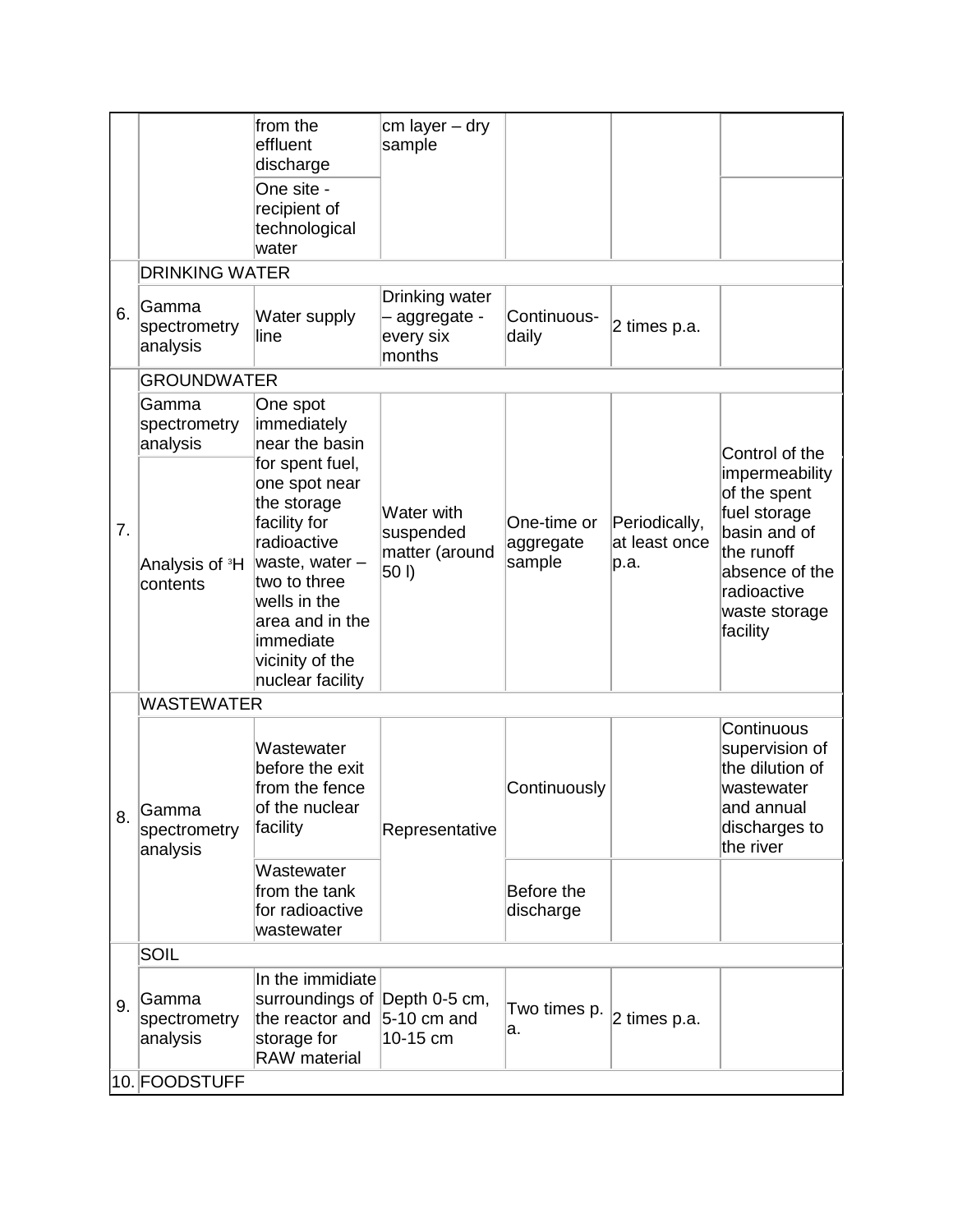| | | | | | | |
|---|---|---|---|---|---|---|
| | | from the effluent discharge | cm layer – dry sample | | | |
| | | One site - recipient of technological water | | | | |
| | DRINKING WATER | | | | | |
| 6. | Gamma spectrometry analysis | Water supply line | Drinking water – aggregate - every six months | Continuous-daily | 2 times p.a. | |
| | GROUNDWATER | | | | | |
| 7. | Gamma spectrometry analysis | One spot immediately near the basin for spent fuel, one spot near the storage facility for radioactive waste, water – two to three wells in the area and in the immediate vicinity of the nuclear facility | Water with suspended matter (around 50 l) | One-time or aggregate sample | Periodically, at least once p.a. | Control of the impermeability of the spent fuel storage basin and of the runoff absence of the radioactive waste storage facility |
| | Analysis of $^{3}H$ contents | | | | | |
| | WASTEWATER | | | | | |
| 8. | Gamma spectrometry analysis | Wastewater before the exit from the fence of the nuclear facility | Representative | Continuously | | Continuous supervision of the dilution of wastewater and annual discharges to the river |
| | | Wastewater from the tank for radioactive wastewater | | Before the discharge | | |
| | SOIL | | | | | |
| 9. | Gamma spectrometry analysis | In the immidiate surroundings of the reactor and storage for RAW material | Depth 0-5 cm, 5-10 cm and 10-15 cm | Two times p. a. | 2 times p.a. | |
| 10. | FOODSTUFF | | | | | |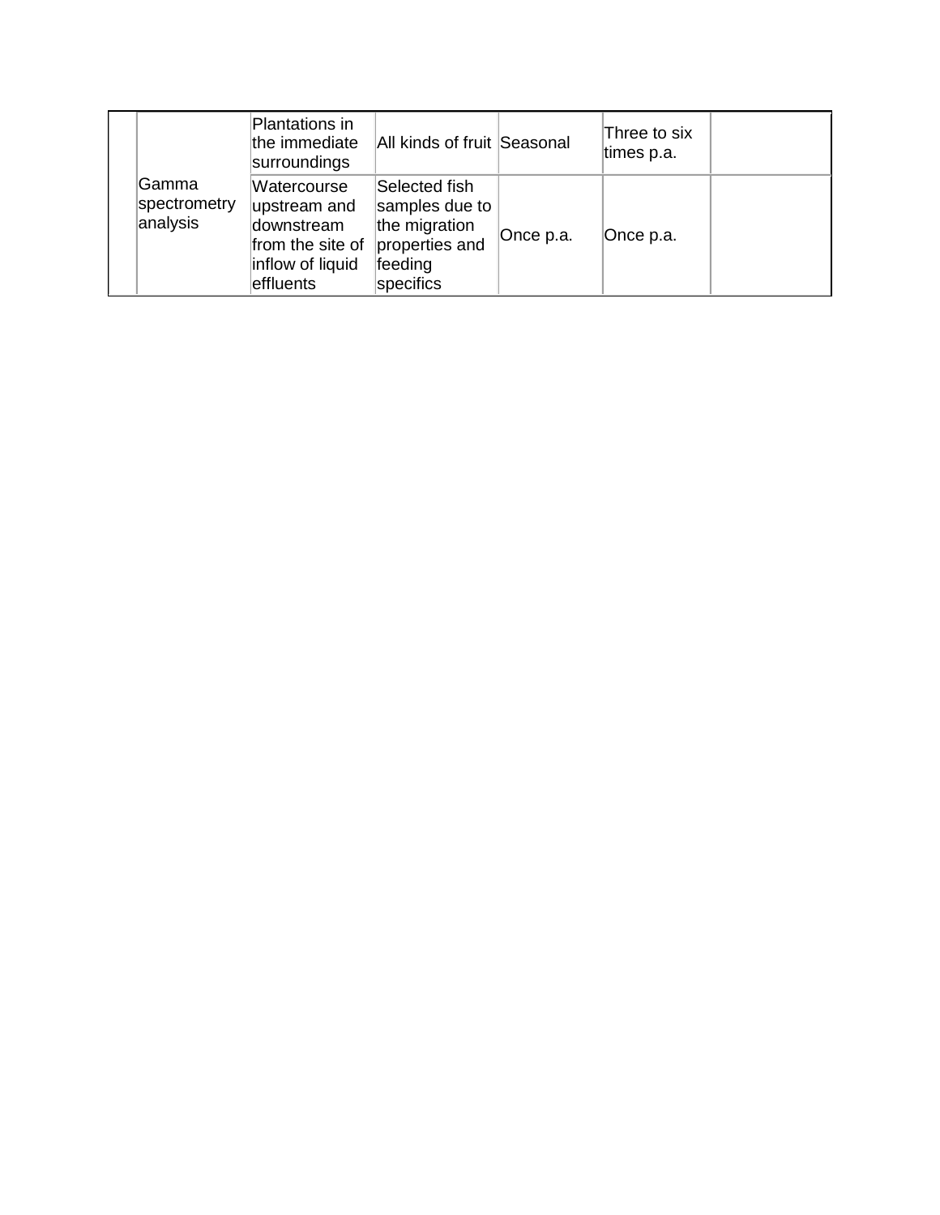| | | | | | | |
|---|---|---|---|---|---|---|
| | Gamma spectrometry analysis | Plantations in the immediate surroundings | All kinds of fruit | Seasonal | Three to six times p.a. | |
| | | Watercourse upstream and downstream from the site of inflow of liquid effluents | Selected fish samples due to the migration properties and feeding specifics | Once p.a. | Once p.a. | |